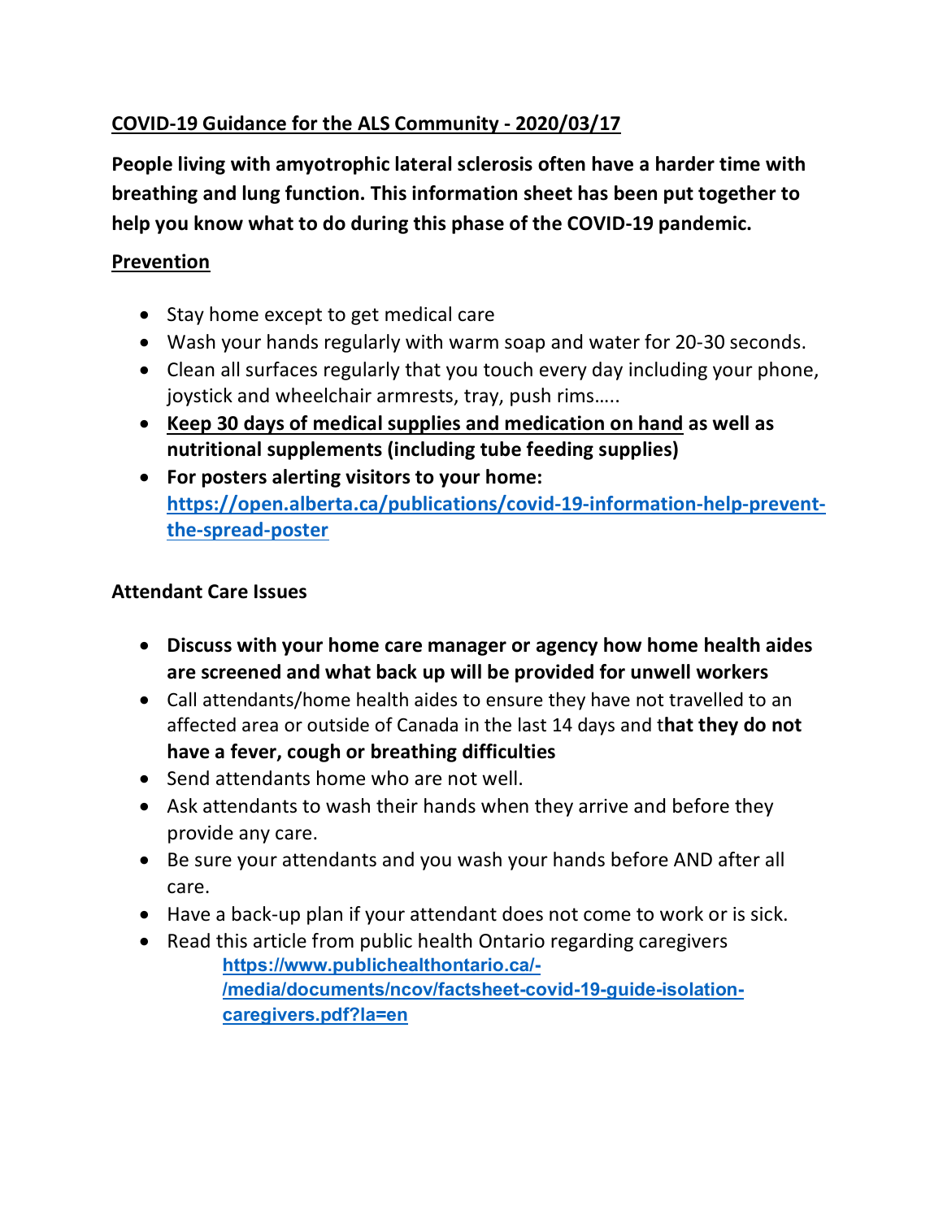## COVID-19 Guidance for the ALS Community - 2020/03/17

**People living with amyotrophic lateral sclerosis often have a harder time with breathing and lung function. This information sheet has been put together to help you know what to do during this phase of the COVID-19 pandemic.**

### Prevention

- Stay home except to get medical care
- Wash your hands regularly with warm soap and water for 20-30 seconds.
- Clean all surfaces regularly that you touch every day including your phone, joystick and wheelchair armrests, tray, push rims…..
- **Keep 30 days of medical supplies and medication on hand as well as nutritional supplements (including tube feeding supplies)**
- **For posters alerting visitors to your home: [https://open.alberta.ca/publications/covid-19-information-help-prevent-the-spread-poster](https://open.alberta.ca/publications/covid-19-information-help-prevent-the-spread-poster)**

### Attendant Care Issues

- **Discuss with your home care manager or agency how home health aides are screened and what back up will be provided for unwell workers**
- Call attendants/home health aides to ensure they have not travelled to an affected area or outside of Canada in the last 14 days and t**hat they do not have a fever, cough or breathing difficulties**
- Send attendants home who are not well.
- Ask attendants to wash their hands when they arrive and before they provide any care.
- Be sure your attendants and you wash your hands before AND after all care.
- Have a back-up plan if your attendant does not come to work or is sick.
- Read this article from public health Ontario regarding caregivers [https://www.publichealthontario.ca/-/media/documents/ncov/factsheet-covid-19-guide-isolation-caregivers.pdf?la=en](https://www.publichealthontario.ca/-/media/documents/ncov/factsheet-covid-19-guide-isolation-caregivers.pdf?la=en)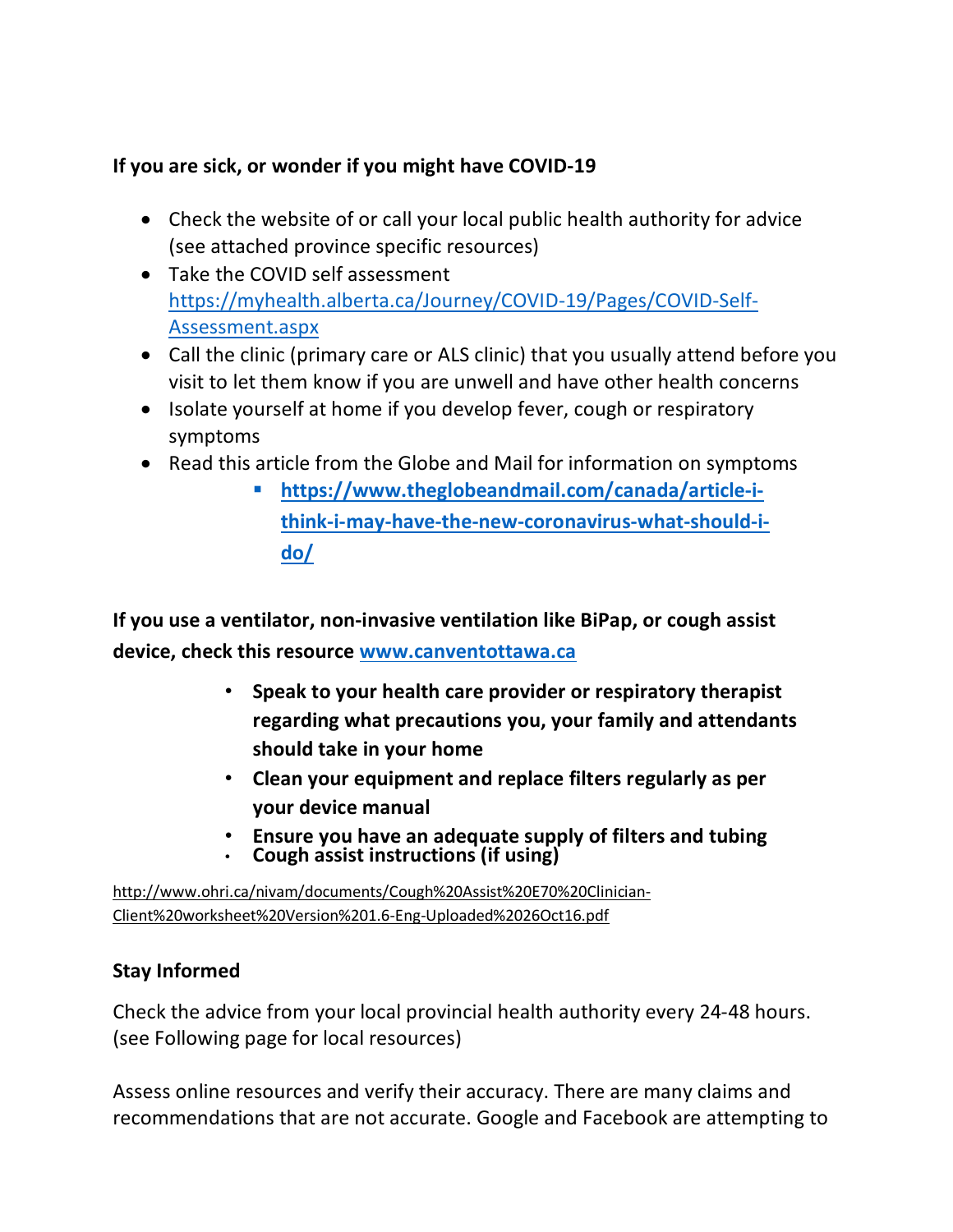**If you are sick, or wonder if you might have COVID-19**

- Check the website of or call your local public health authority for advice (see attached province specific resources)
- Take the COVID self assessment https://myhealth.alberta.ca/Journey/COVID-19/Pages/COVID-Self-Assessment.aspx
- Call the clinic (primary care or ALS clinic) that you usually attend before you visit to let them know if you are unwell and have other health concerns
- Isolate yourself at home if you develop fever, cough or respiratory symptoms
- Read this article from the Globe and Mail for information on symptoms
    - **https://www.theglobeandmail.com/canada/article-i-think-i-may-have-the-new-coronavirus-what-should-i-do/**

**If you use a ventilator, non-invasive ventilation like BiPap, or cough assist device, check this resource www.canventottawa.ca**

- **Speak to your health care provider or respiratory therapist regarding what precautions you, your family and attendants should take in your home**
- **Clean your equipment and replace filters regularly as per your device manual**
- **Ensure you have an adequate supply of filters and tubing**
- **Cough assist instructions (if using)**

http://www.ohri.ca/nivam/documents/Cough%20Assist%20E70%20Clinician-Client%20worksheet%20Version%201.6-Eng-Uploaded%2026Oct16.pdf

**Stay Informed**

Check the advice from your local provincial health authority every 24-48 hours. (see Following page for local resources)

Assess online resources and verify their accuracy. There are many claims and recommendations that are not accurate. Google and Facebook are attempting to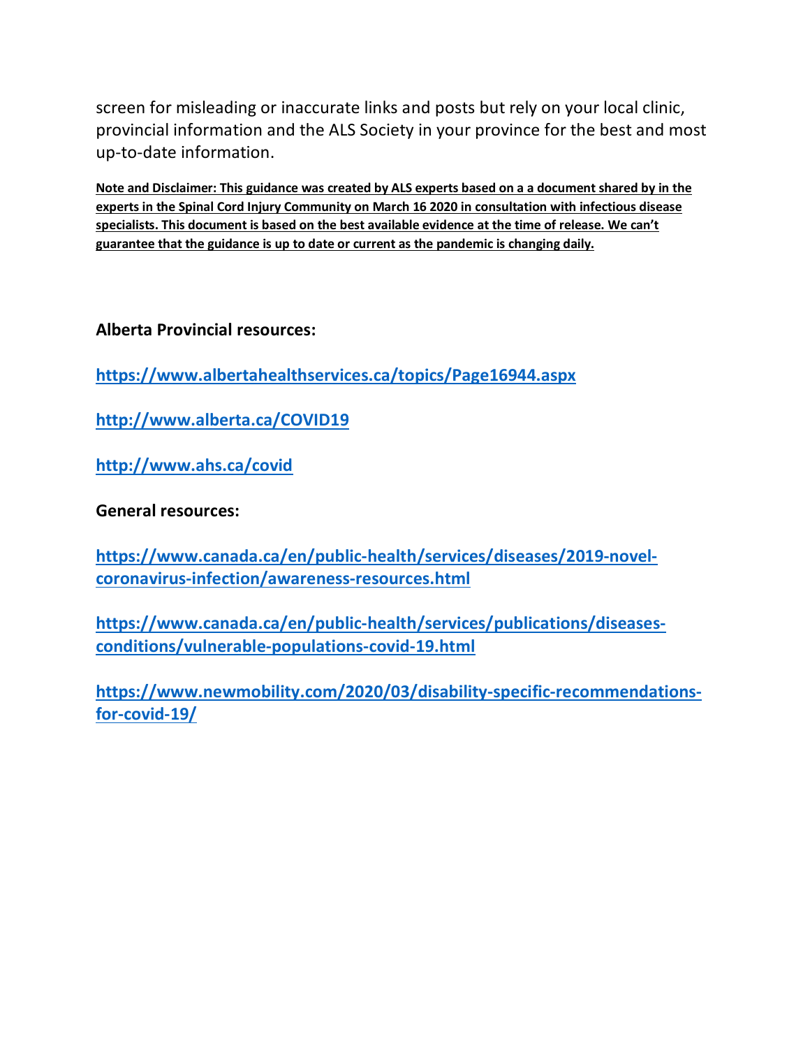screen for misleading or inaccurate links and posts but rely on your local clinic, provincial information and the ALS Society in your province for the best and most up-to-date information.

**Note and Disclaimer: This guidance was created by ALS experts based on a a document shared by in the experts in the Spinal Cord Injury Community on March 16 2020 in consultation with infectious disease specialists. This document is based on the best available evidence at the time of release. We can't guarantee that the guidance is up to date or current as the pandemic is changing daily.**

**Alberta Provincial resources:**

**https://www.albertahealthservices.ca/topics/Page16944.aspx**

**http://www.alberta.ca/COVID19**

**http://www.ahs.ca/covid**

**General resources:**

**https://www.canada.ca/en/public-health/services/diseases/2019-novel-coronavirus-infection/awareness-resources.html**

**https://www.canada.ca/en/public-health/services/publications/diseases-conditions/vulnerable-populations-covid-19.html**

**https://www.newmobility.com/2020/03/disability-specific-recommendations-for-covid-19/**